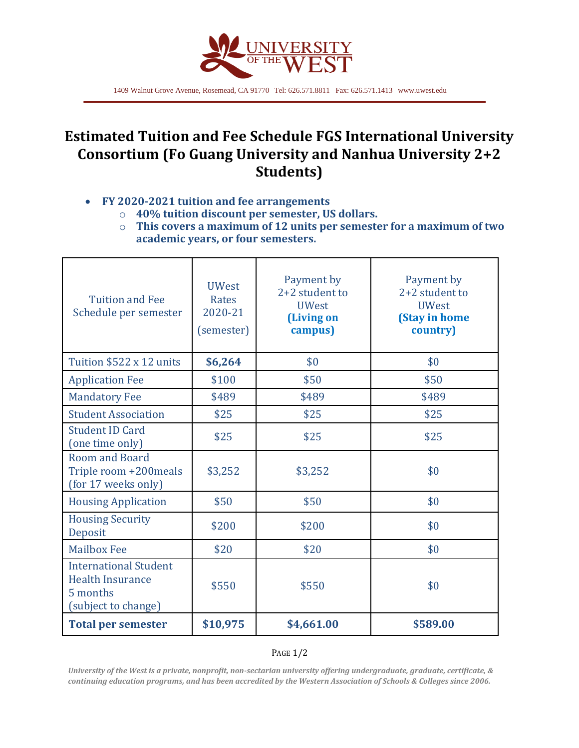UNIVERSITY OF THE WEST

1409 Walnut Grove Avenue, Rosemead, CA 91770 Tel: 626.571.8811 Fax: 626.571.1413 www.uwest.edu

# Estimated Tuition and Fee Schedule FGS International University Consortium (Fo Guang University and Nanhua University 2+2 Students)

- **FY 2020-2021 tuition and fee arrangements**
  - **40% tuition discount per semester, US dollars.**
  - **This covers a maximum of 12 units per semester for a maximum of two academic years, or four semesters.**

| Tuition and Fee Schedule per semester | UWest Rates 2020-21 (semester) | Payment by 2+2 student to UWest **(Living on campus)** | Payment by 2+2 student to UWest **(Stay in home country)** |
|---|---|---|---|
| Tuition $522 x 12 units | **$6,264** | $0 | $0 |
| Application Fee | $100 | $50 | $50 |
| Mandatory Fee | $489 | $489 | $489 |
| Student Association | $25 | $25 | $25 |
| Student ID Card (one time only) | $25 | $25 | $25 |
| Room and Board Triple room +200meals (for 17 weeks only) | $3,252 | $3,252 | $0 |
| Housing Application | $50 | $50 | $0 |
| Housing Security Deposit | $200 | $200 | $0 |
| Mailbox Fee | $20 | $20 | $0 |
| International Student Health Insurance 5 months (subject to change) | $550 | $550 | $0 |
| **Total per semester** | **$10,975** | **$4,661.00** | **$589.00** |

*University of the West is a private, nonprofit, non-sectarian university offering undergraduate, graduate, certificate, & continuing education programs, and has been accredited by the Western Association of Schools & Colleges since 2006.*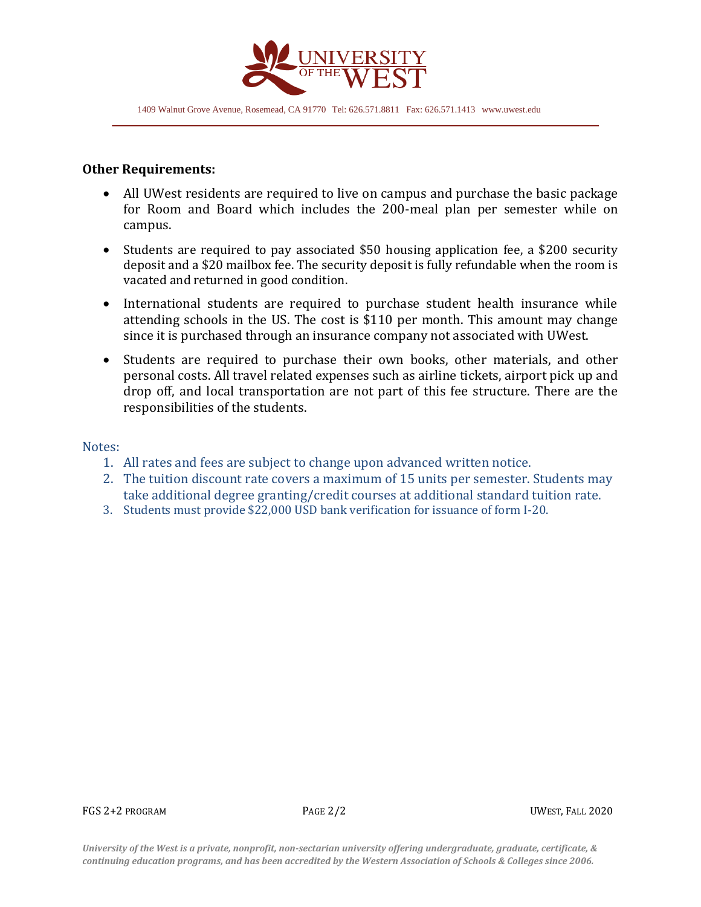**Other Requirements:**

- All UWest residents are required to live on campus and purchase the basic package for Room and Board which includes the 200-meal plan per semester while on campus.
- Students are required to pay associated $50 housing application fee, a $200 security deposit and a $20 mailbox fee. The security deposit is fully refundable when the room is vacated and returned in good condition.
- International students are required to purchase student health insurance while attending schools in the US. The cost is $110 per month. This amount may change since it is purchased through an insurance company not associated with UWest.
- Students are required to purchase their own books, other materials, and other personal costs. All travel related expenses such as airline tickets, airport pick up and drop off, and local transportation are not part of this fee structure. There are the responsibilities of the students.

Notes:

1. All rates and fees are subject to change upon advanced written notice.
2. The tuition discount rate covers a maximum of 15 units per semester. Students may take additional degree granting/credit courses at additional standard tuition rate.
3. Students must provide $22,000 USD bank verification for issuance of form I-20.